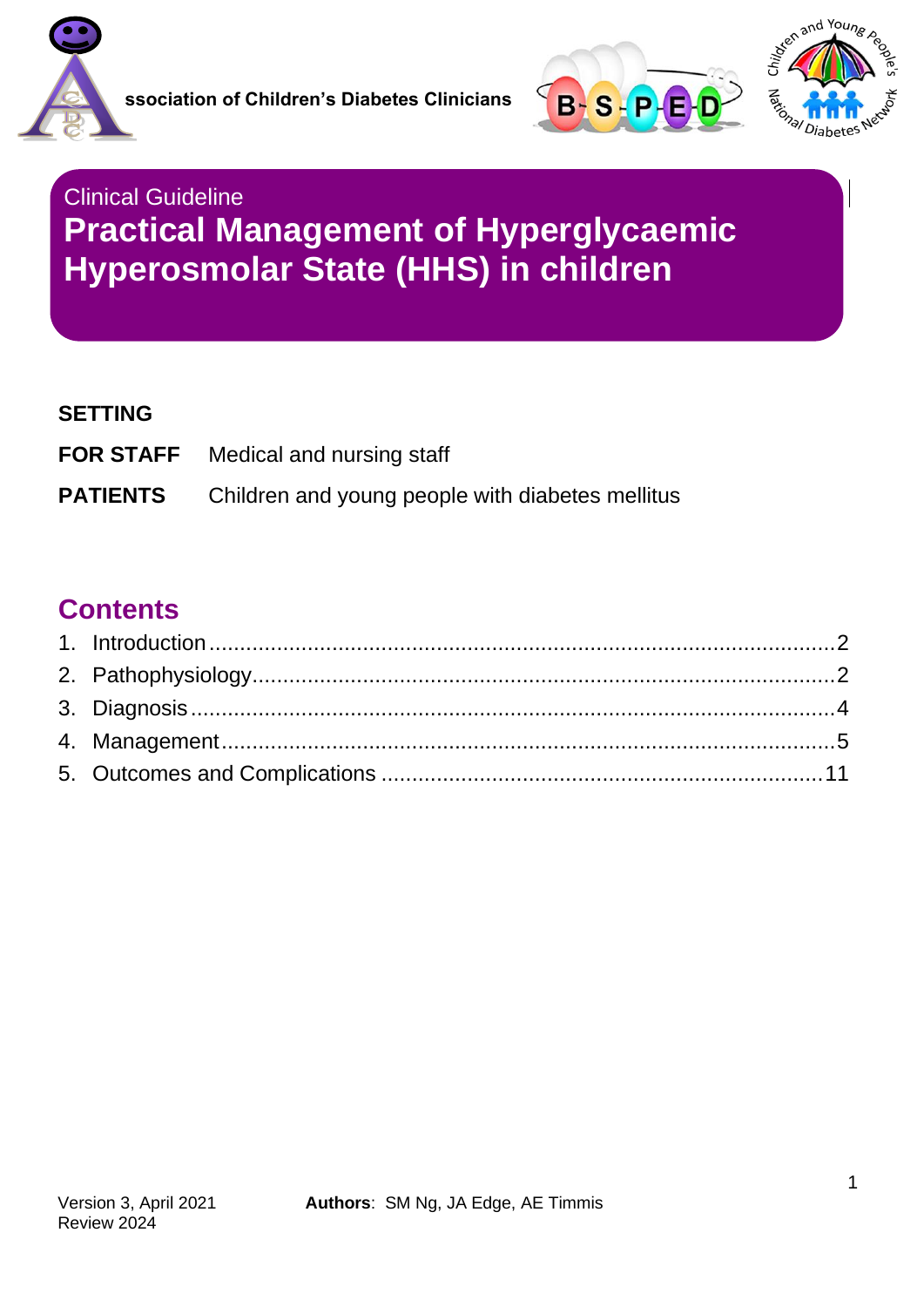Association of Children's Diabetes Clinicians

Clinical Guideline

# Practical Management of Hyperglycaemic Hyperosmolar State (HHS) in children

**SETTING**

**FOR STAFF** Medical and nursing staff

**PATIENTS** Children and young people with diabetes mellitus

## Contents

1. Introduction .......... 2
2. Pathophysiology .......... 2
3. Diagnosis .......... 4
4. Management .......... 5
5. Outcomes and Complications .......... 11

Version 3, April 2021
Review 2024

**Authors**: SM Ng, JA Edge, AE Timmis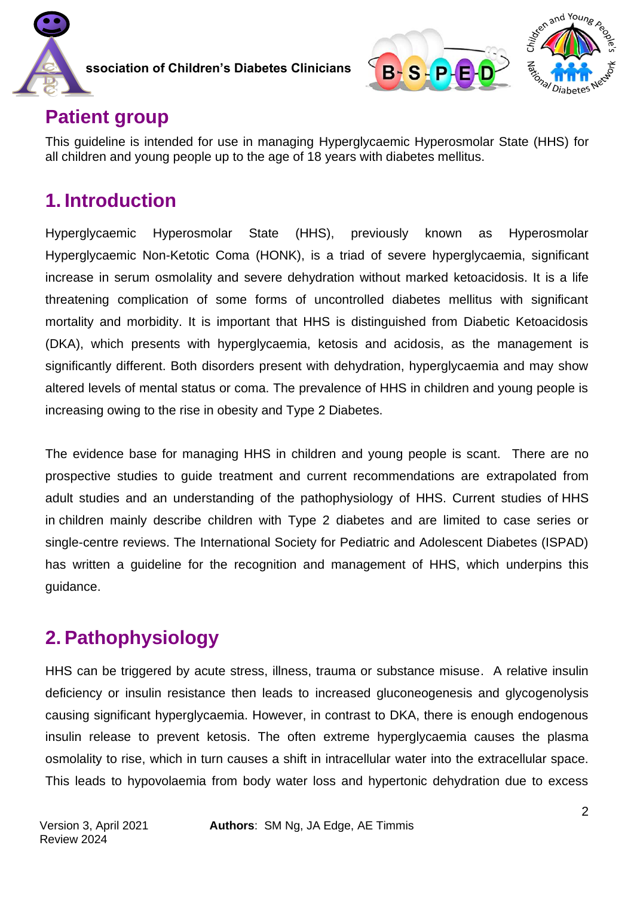## Patient group

This guideline is intended for use in managing Hyperglycaemic Hyperosmolar State (HHS) for all children and young people up to the age of 18 years with diabetes mellitus.

## 1. Introduction

Hyperglycaemic Hyperosmolar State (HHS), previously known as Hyperosmolar Hyperglycaemic Non-Ketotic Coma (HONK), is a triad of severe hyperglycaemia, significant increase in serum osmolality and severe dehydration without marked ketoacidosis. It is a life threatening complication of some forms of uncontrolled diabetes mellitus with significant mortality and morbidity. It is important that HHS is distinguished from Diabetic Ketoacidosis (DKA), which presents with hyperglycaemia, ketosis and acidosis, as the management is significantly different. Both disorders present with dehydration, hyperglycaemia and may show altered levels of mental status or coma. The prevalence of HHS in children and young people is increasing owing to the rise in obesity and Type 2 Diabetes.

The evidence base for managing HHS in children and young people is scant. There are no prospective studies to guide treatment and current recommendations are extrapolated from adult studies and an understanding of the pathophysiology of HHS. Current studies of HHS in children mainly describe children with Type 2 diabetes and are limited to case series or single-centre reviews. The International Society for Pediatric and Adolescent Diabetes (ISPAD) has written a guideline for the recognition and management of HHS, which underpins this guidance.

## 2. Pathophysiology

HHS can be triggered by acute stress, illness, trauma or substance misuse. A relative insulin deficiency or insulin resistance then leads to increased gluconeogenesis and glycogenolysis causing significant hyperglycaemia. However, in contrast to DKA, there is enough endogenous insulin release to prevent ketosis. The often extreme hyperglycaemia causes the plasma osmolality to rise, which in turn causes a shift in intracellular water into the extracellular space. This leads to hypovolaemia from body water loss and hypertonic dehydration due to excess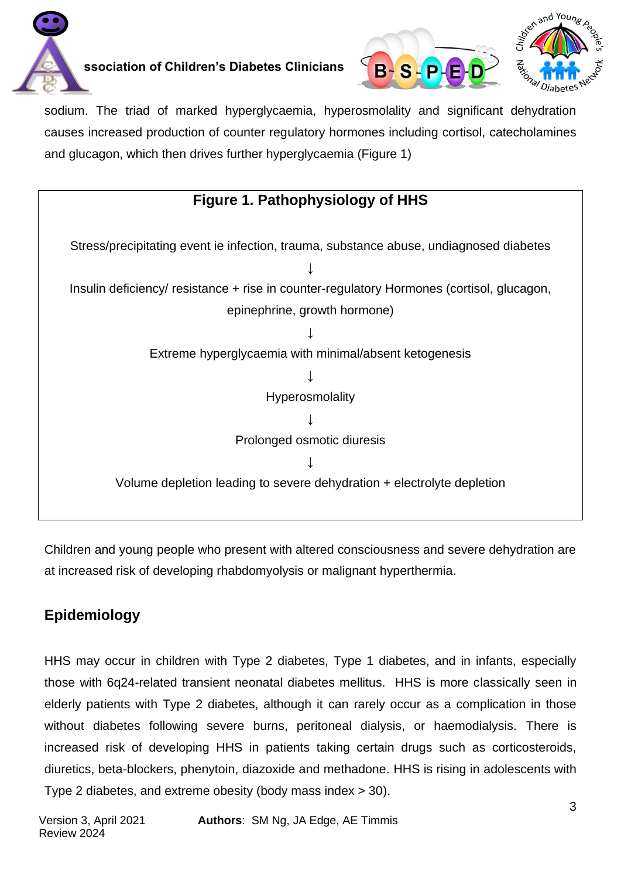sodium. The triad of marked hyperglycaemia, hyperosmolality and significant dehydration causes increased production of counter regulatory hormones including cortisol, catecholamines and glucagon, which then drives further hyperglycaemia (Figure 1)

**Figure 1. Pathophysiology of HHS**

Stress/precipitating event ie infection, trauma, substance abuse, undiagnosed diabetes

↓

Insulin deficiency/ resistance + rise in counter-regulatory Hormones (cortisol, glucagon, epinephrine, growth hormone)

↓

Extreme hyperglycaemia with minimal/absent ketogenesis

↓

Hyperosmolality

↓

Prolonged osmotic diuresis

↓

Volume depletion leading to severe dehydration + electrolyte depletion

Children and young people who present with altered consciousness and severe dehydration are at increased risk of developing rhabdomyolysis or malignant hyperthermia.

## Epidemiology

HHS may occur in children with Type 2 diabetes, Type 1 diabetes, and in infants, especially those with 6q24-related transient neonatal diabetes mellitus. HHS is more classically seen in elderly patients with Type 2 diabetes, although it can rarely occur as a complication in those without diabetes following severe burns, peritoneal dialysis, or haemodialysis. There is increased risk of developing HHS in patients taking certain drugs such as corticosteroids, diuretics, beta-blockers, phenytoin, diazoxide and methadone. HHS is rising in adolescents with Type 2 diabetes, and extreme obesity (body mass index > 30).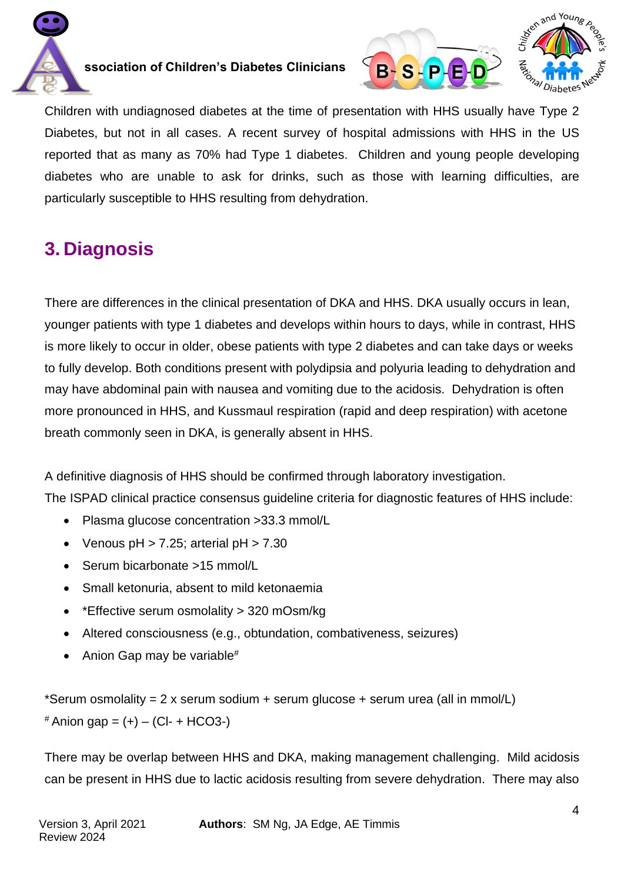Children with undiagnosed diabetes at the time of presentation with HHS usually have Type 2 Diabetes, but not in all cases. A recent survey of hospital admissions with HHS in the US reported that as many as 70% had Type 1 diabetes. Children and young people developing diabetes who are unable to ask for drinks, such as those with learning difficulties, are particularly susceptible to HHS resulting from dehydration.

## 3. Diagnosis

There are differences in the clinical presentation of DKA and HHS. DKA usually occurs in lean, younger patients with type 1 diabetes and develops within hours to days, while in contrast, HHS is more likely to occur in older, obese patients with type 2 diabetes and can take days or weeks to fully develop. Both conditions present with polydipsia and polyuria leading to dehydration and may have abdominal pain with nausea and vomiting due to the acidosis. Dehydration is often more pronounced in HHS, and Kussmaul respiration (rapid and deep respiration) with acetone breath commonly seen in DKA, is generally absent in HHS.

A definitive diagnosis of HHS should be confirmed through laboratory investigation.
The ISPAD clinical practice consensus guideline criteria for diagnostic features of HHS include:

- Plasma glucose concentration >33.3 mmol/L
- Venous pH > 7.25; arterial pH > 7.30
- Serum bicarbonate >15 mmol/L
- Small ketonuria, absent to mild ketonaemia
- *Effective serum osmolality > 320 mOsm/kg
- Altered consciousness (e.g., obtundation, combativeness, seizures)
- Anion Gap may be variable#

*Serum osmolality = 2 x serum sodium + serum glucose + serum urea (all in mmol/L)
# Anion gap = (+) – (Cl- + HCO3-)

There may be overlap between HHS and DKA, making management challenging. Mild acidosis can be present in HHS due to lactic acidosis resulting from severe dehydration. There may also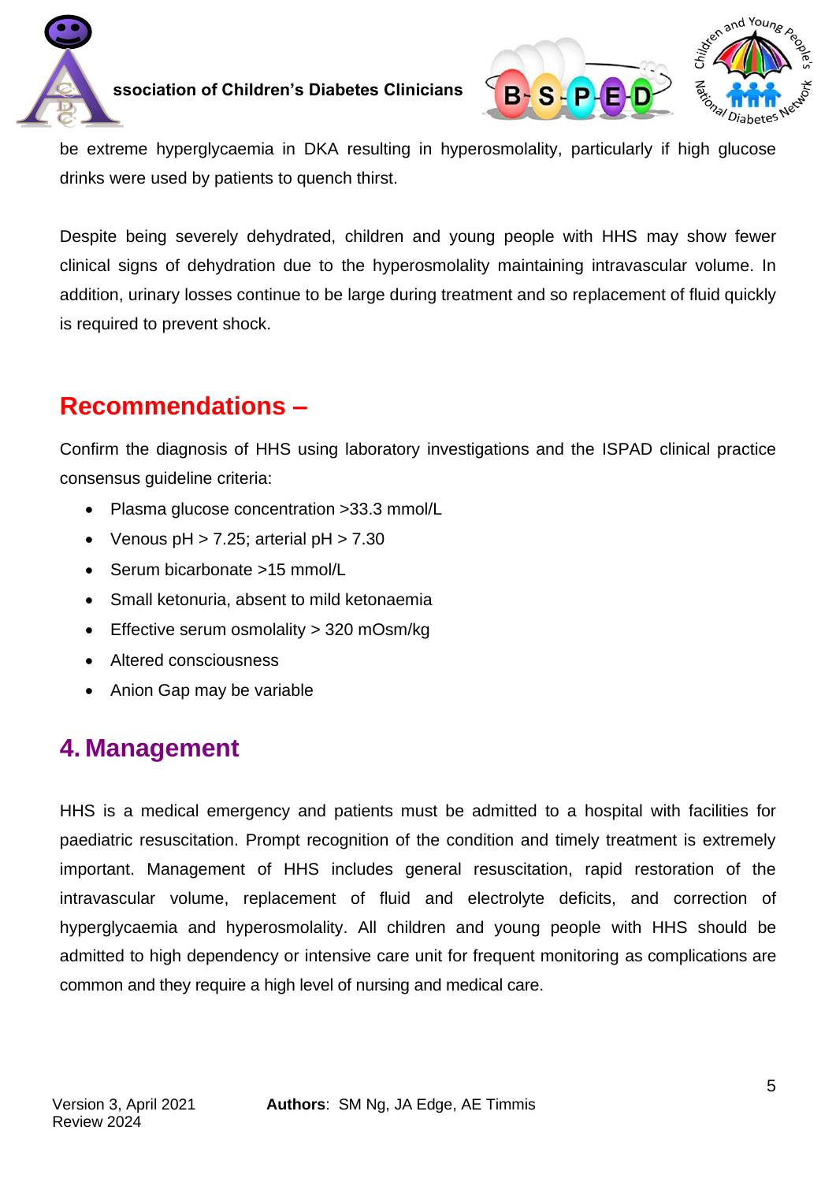be extreme hyperglycaemia in DKA resulting in hyperosmolality, particularly if high glucose drinks were used by patients to quench thirst.

Despite being severely dehydrated, children and young people with HHS may show fewer clinical signs of dehydration due to the hyperosmolality maintaining intravascular volume. In addition, urinary losses continue to be large during treatment and so replacement of fluid quickly is required to prevent shock.

## Recommendations –

Confirm the diagnosis of HHS using laboratory investigations and the ISPAD clinical practice consensus guideline criteria:

- Plasma glucose concentration >33.3 mmol/L
- Venous pH > 7.25; arterial pH > 7.30
- Serum bicarbonate >15 mmol/L
- Small ketonuria, absent to mild ketonaemia
- Effective serum osmolality > 320 mOsm/kg
- Altered consciousness
- Anion Gap may be variable

## 4. Management

HHS is a medical emergency and patients must be admitted to a hospital with facilities for paediatric resuscitation. Prompt recognition of the condition and timely treatment is extremely important. Management of HHS includes general resuscitation, rapid restoration of the intravascular volume, replacement of fluid and electrolyte deficits, and correction of hyperglycaemia and hyperosmolality. All children and young people with HHS should be admitted to high dependency or intensive care unit for frequent monitoring as complications are common and they require a high level of nursing and medical care.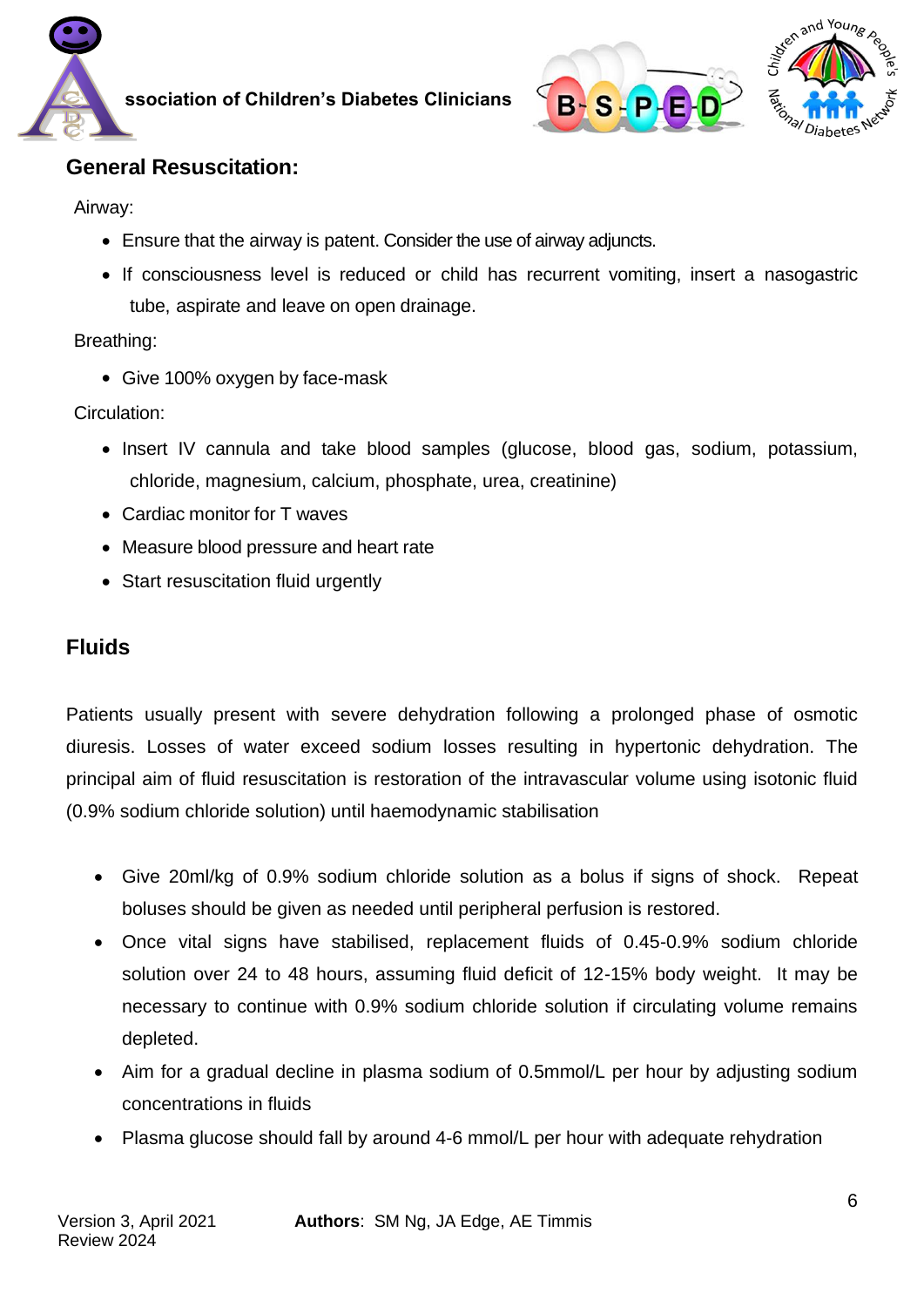## General Resuscitation:

Airway:

- Ensure that the airway is patent. Consider the use of airway adjuncts.
- If consciousness level is reduced or child has recurrent vomiting, insert a nasogastric tube, aspirate and leave on open drainage.

Breathing:

- Give 100% oxygen by face-mask

Circulation:

- Insert IV cannula and take blood samples (glucose, blood gas, sodium, potassium, chloride, magnesium, calcium, phosphate, urea, creatinine)
- Cardiac monitor for T waves
- Measure blood pressure and heart rate
- Start resuscitation fluid urgently

## Fluids

Patients usually present with severe dehydration following a prolonged phase of osmotic diuresis. Losses of water exceed sodium losses resulting in hypertonic dehydration. The principal aim of fluid resuscitation is restoration of the intravascular volume using isotonic fluid (0.9% sodium chloride solution) until haemodynamic stabilisation

- Give 20ml/kg of 0.9% sodium chloride solution as a bolus if signs of shock. Repeat boluses should be given as needed until peripheral perfusion is restored.
- Once vital signs have stabilised, replacement fluids of 0.45-0.9% sodium chloride solution over 24 to 48 hours, assuming fluid deficit of 12-15% body weight. It may be necessary to continue with 0.9% sodium chloride solution if circulating volume remains depleted.
- Aim for a gradual decline in plasma sodium of 0.5mmol/L per hour by adjusting sodium concentrations in fluids
- Plasma glucose should fall by around 4-6 mmol/L per hour with adequate rehydration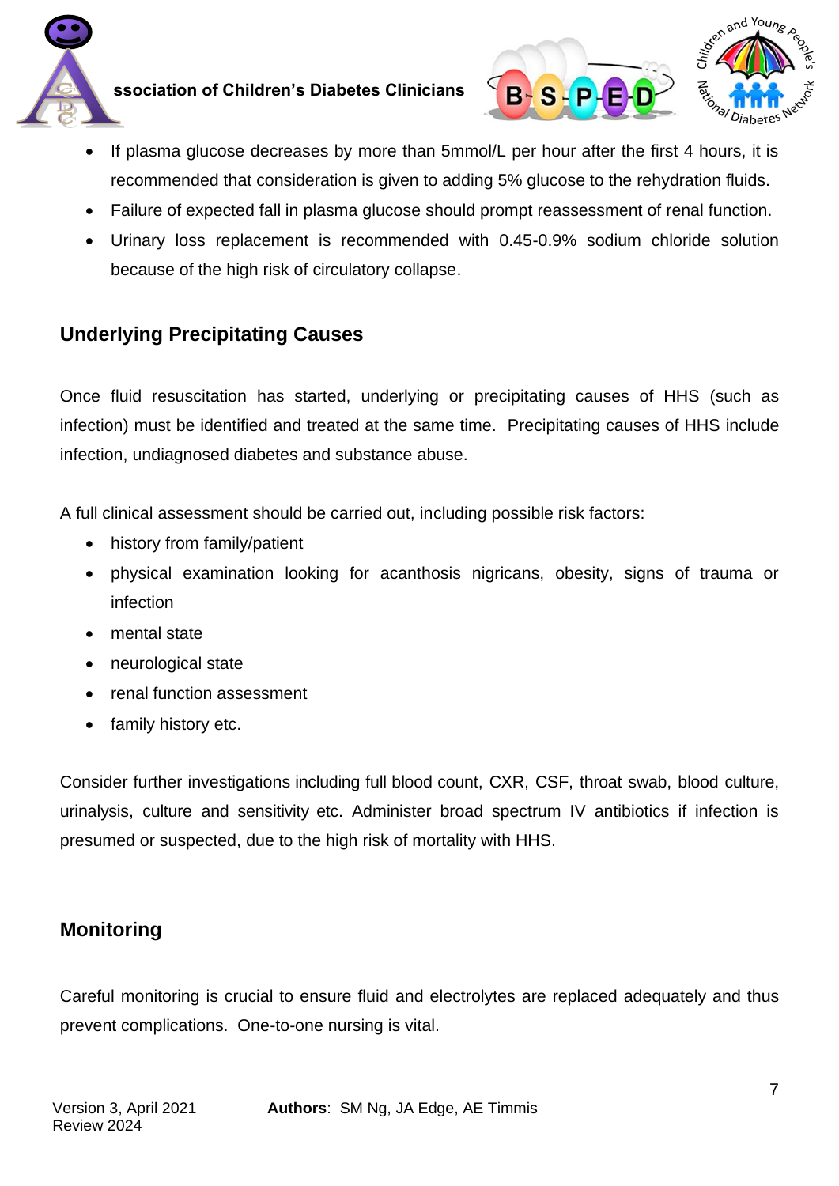- If plasma glucose decreases by more than 5mmol/L per hour after the first 4 hours, it is recommended that consideration is given to adding 5% glucose to the rehydration fluids.
- Failure of expected fall in plasma glucose should prompt reassessment of renal function.
- Urinary loss replacement is recommended with 0.45-0.9% sodium chloride solution because of the high risk of circulatory collapse.

## Underlying Precipitating Causes

Once fluid resuscitation has started, underlying or precipitating causes of HHS (such as infection) must be identified and treated at the same time. Precipitating causes of HHS include infection, undiagnosed diabetes and substance abuse.

A full clinical assessment should be carried out, including possible risk factors:

- history from family/patient
- physical examination looking for acanthosis nigricans, obesity, signs of trauma or infection
- mental state
- neurological state
- renal function assessment
- family history etc.

Consider further investigations including full blood count, CXR, CSF, throat swab, blood culture, urinalysis, culture and sensitivity etc. Administer broad spectrum IV antibiotics if infection is presumed or suspected, due to the high risk of mortality with HHS.

## Monitoring

Careful monitoring is crucial to ensure fluid and electrolytes are replaced adequately and thus prevent complications. One-to-one nursing is vital.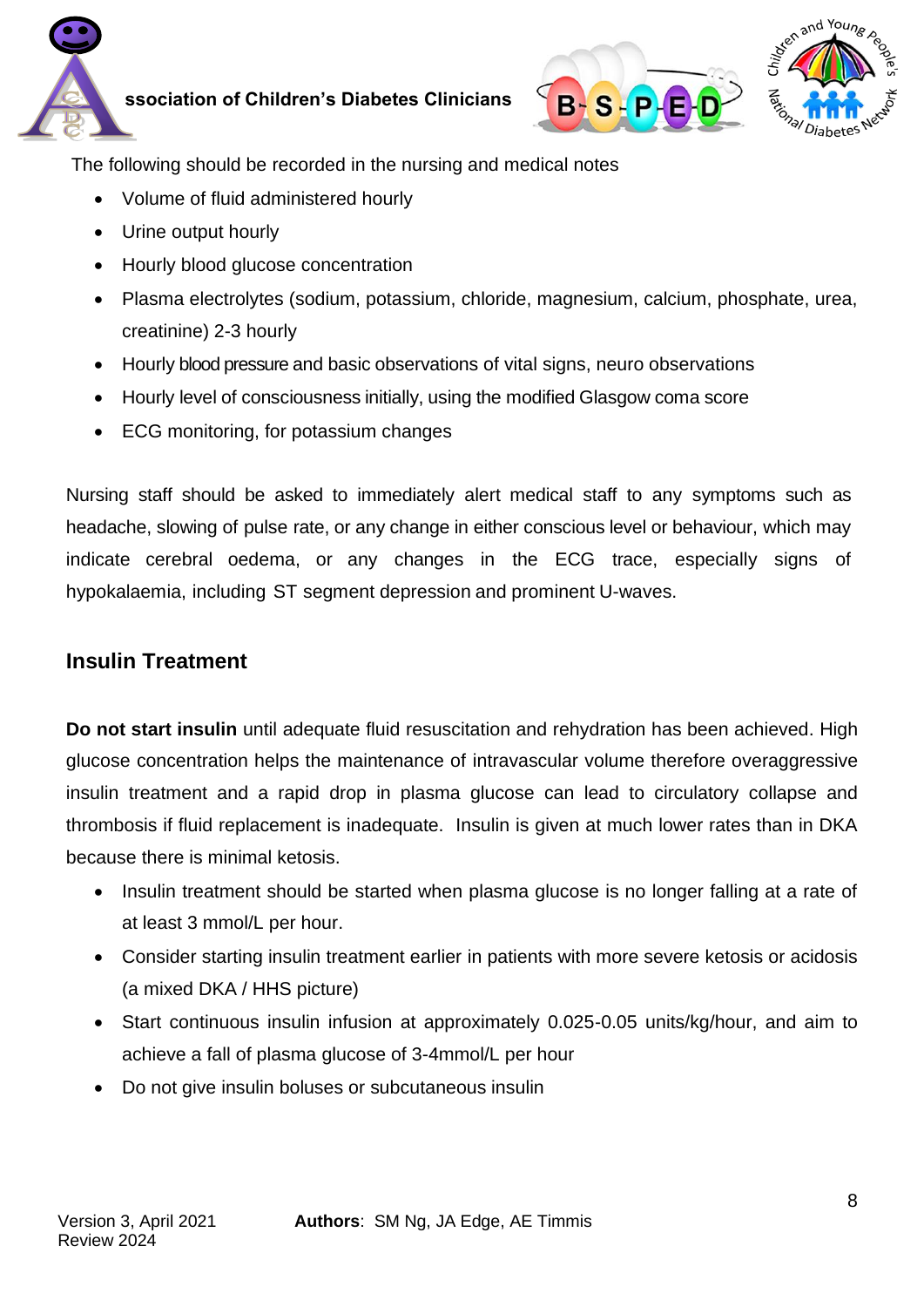The following should be recorded in the nursing and medical notes

- Volume of fluid administered hourly
- Urine output hourly
- Hourly blood glucose concentration
- Plasma electrolytes (sodium, potassium, chloride, magnesium, calcium, phosphate, urea, creatinine) 2-3 hourly
- Hourly blood pressure and basic observations of vital signs, neuro observations
- Hourly level of consciousness initially, using the modified Glasgow coma score
- ECG monitoring, for potassium changes

Nursing staff should be asked to immediately alert medical staff to any symptoms such as headache, slowing of pulse rate, or any change in either conscious level or behaviour, which may indicate cerebral oedema, or any changes in the ECG trace, especially signs of hypokalaemia, including ST segment depression and prominent U-waves.

## Insulin Treatment

**Do not start insulin** until adequate fluid resuscitation and rehydration has been achieved. High glucose concentration helps the maintenance of intravascular volume therefore overaggressive insulin treatment and a rapid drop in plasma glucose can lead to circulatory collapse and thrombosis if fluid replacement is inadequate. Insulin is given at much lower rates than in DKA because there is minimal ketosis.

- Insulin treatment should be started when plasma glucose is no longer falling at a rate of at least 3 mmol/L per hour.
- Consider starting insulin treatment earlier in patients with more severe ketosis or acidosis (a mixed DKA / HHS picture)
- Start continuous insulin infusion at approximately 0.025-0.05 units/kg/hour, and aim to achieve a fall of plasma glucose of 3-4mmol/L per hour
- Do not give insulin boluses or subcutaneous insulin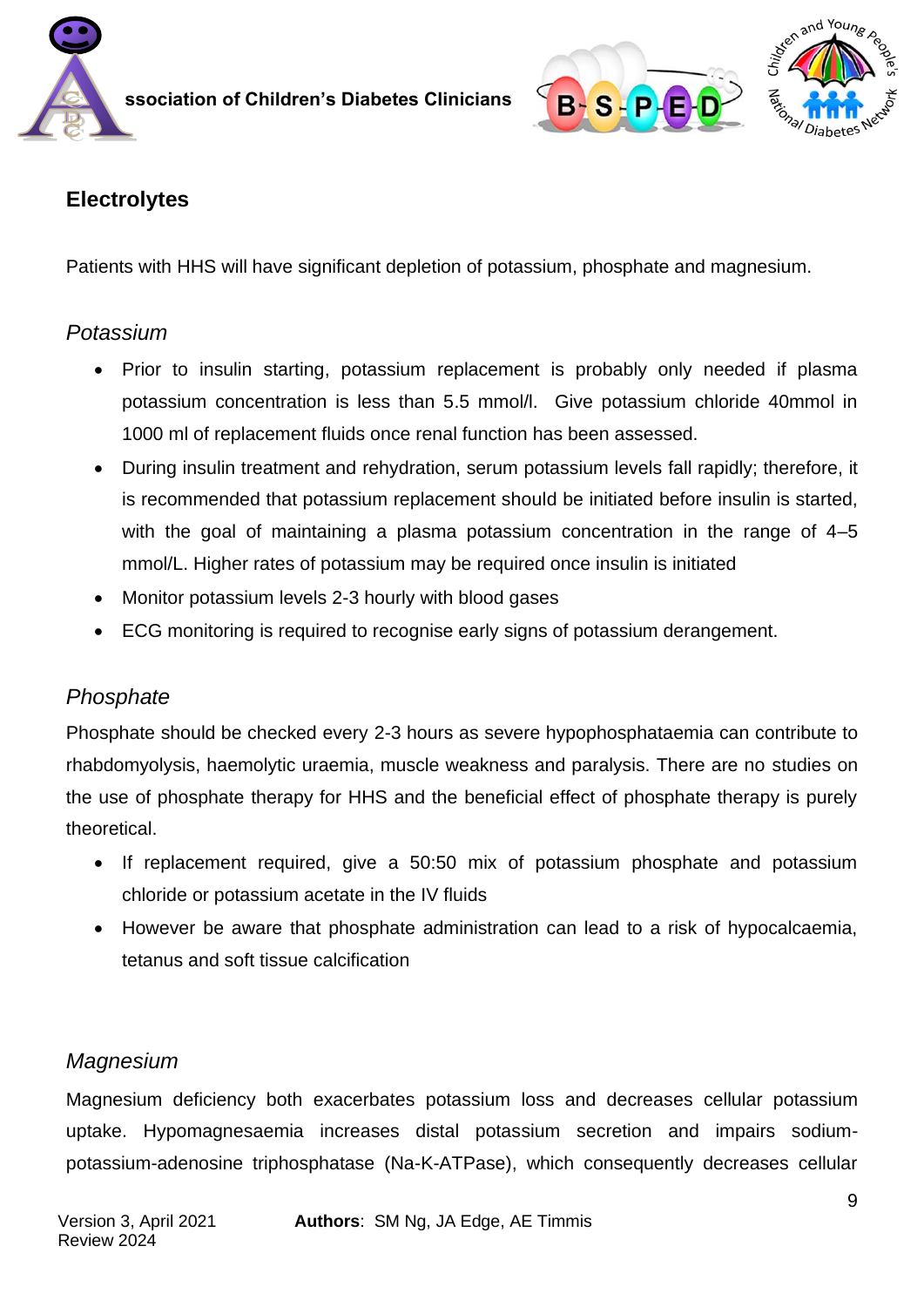## Electrolytes

Patients with HHS will have significant depletion of potassium, phosphate and magnesium.

### *Potassium*

- Prior to insulin starting, potassium replacement is probably only needed if plasma potassium concentration is less than 5.5 mmol/l. Give potassium chloride 40mmol in 1000 ml of replacement fluids once renal function has been assessed.
- During insulin treatment and rehydration, serum potassium levels fall rapidly; therefore, it is recommended that potassium replacement should be initiated before insulin is started, with the goal of maintaining a plasma potassium concentration in the range of 4–5 mmol/L. Higher rates of potassium may be required once insulin is initiated
- Monitor potassium levels 2-3 hourly with blood gases
- ECG monitoring is required to recognise early signs of potassium derangement.

### *Phosphate*

Phosphate should be checked every 2-3 hours as severe hypophosphataemia can contribute to rhabdomyolysis, haemolytic uraemia, muscle weakness and paralysis. There are no studies on the use of phosphate therapy for HHS and the beneficial effect of phosphate therapy is purely theoretical.

- If replacement required, give a 50:50 mix of potassium phosphate and potassium chloride or potassium acetate in the IV fluids
- However be aware that phosphate administration can lead to a risk of hypocalcaemia, tetanus and soft tissue calcification

### *Magnesium*

Magnesium deficiency both exacerbates potassium loss and decreases cellular potassium uptake. Hypomagnesaemia increases distal potassium secretion and impairs sodium-potassium-adenosine triphosphatase (Na-K-ATPase), which consequently decreases cellular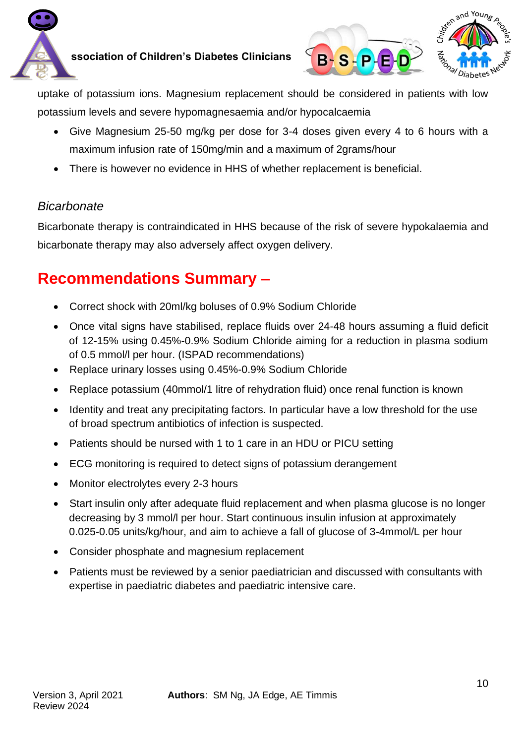uptake of potassium ions. Magnesium replacement should be considered in patients with low potassium levels and severe hypomagnesaemia and/or hypocalcaemia

- Give Magnesium 25-50 mg/kg per dose for 3-4 doses given every 4 to 6 hours with a maximum infusion rate of 150mg/min and a maximum of 2grams/hour
- There is however no evidence in HHS of whether replacement is beneficial.

*Bicarbonate*

Bicarbonate therapy is contraindicated in HHS because of the risk of severe hypokalaemia and bicarbonate therapy may also adversely affect oxygen delivery.

## Recommendations Summary –

- Correct shock with 20ml/kg boluses of 0.9% Sodium Chloride
- Once vital signs have stabilised, replace fluids over 24-48 hours assuming a fluid deficit of 12-15% using 0.45%-0.9% Sodium Chloride aiming for a reduction in plasma sodium of 0.5 mmol/l per hour. (ISPAD recommendations)
- Replace urinary losses using 0.45%-0.9% Sodium Chloride
- Replace potassium (40mmol/1 litre of rehydration fluid) once renal function is known
- Identity and treat any precipitating factors. In particular have a low threshold for the use of broad spectrum antibiotics of infection is suspected.
- Patients should be nursed with 1 to 1 care in an HDU or PICU setting
- ECG monitoring is required to detect signs of potassium derangement
- Monitor electrolytes every 2-3 hours
- Start insulin only after adequate fluid replacement and when plasma glucose is no longer decreasing by 3 mmol/l per hour. Start continuous insulin infusion at approximately 0.025-0.05 units/kg/hour, and aim to achieve a fall of glucose of 3-4mmol/L per hour
- Consider phosphate and magnesium replacement
- Patients must be reviewed by a senior paediatrician and discussed with consultants with expertise in paediatric diabetes and paediatric intensive care.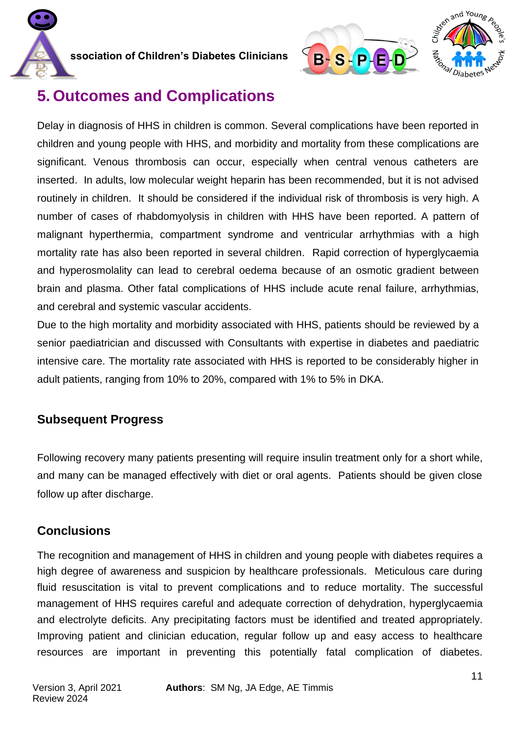## 5. Outcomes and Complications

Delay in diagnosis of HHS in children is common. Several complications have been reported in children and young people with HHS, and morbidity and mortality from these complications are significant. Venous thrombosis can occur, especially when central venous catheters are inserted. In adults, low molecular weight heparin has been recommended, but it is not advised routinely in children. It should be considered if the individual risk of thrombosis is very high. A number of cases of rhabdomyolysis in children with HHS have been reported. A pattern of malignant hyperthermia, compartment syndrome and ventricular arrhythmias with a high mortality rate has also been reported in several children. Rapid correction of hyperglycaemia and hyperosmolality can lead to cerebral oedema because of an osmotic gradient between brain and plasma. Other fatal complications of HHS include acute renal failure, arrhythmias, and cerebral and systemic vascular accidents.

Due to the high mortality and morbidity associated with HHS, patients should be reviewed by a senior paediatrician and discussed with Consultants with expertise in diabetes and paediatric intensive care. The mortality rate associated with HHS is reported to be considerably higher in adult patients, ranging from 10% to 20%, compared with 1% to 5% in DKA.

### Subsequent Progress

Following recovery many patients presenting will require insulin treatment only for a short while, and many can be managed effectively with diet or oral agents. Patients should be given close follow up after discharge.

### Conclusions

The recognition and management of HHS in children and young people with diabetes requires a high degree of awareness and suspicion by healthcare professionals. Meticulous care during fluid resuscitation is vital to prevent complications and to reduce mortality. The successful management of HHS requires careful and adequate correction of dehydration, hyperglycaemia and electrolyte deficits. Any precipitating factors must be identified and treated appropriately. Improving patient and clinician education, regular follow up and easy access to healthcare resources are important in preventing this potentially fatal complication of diabetes.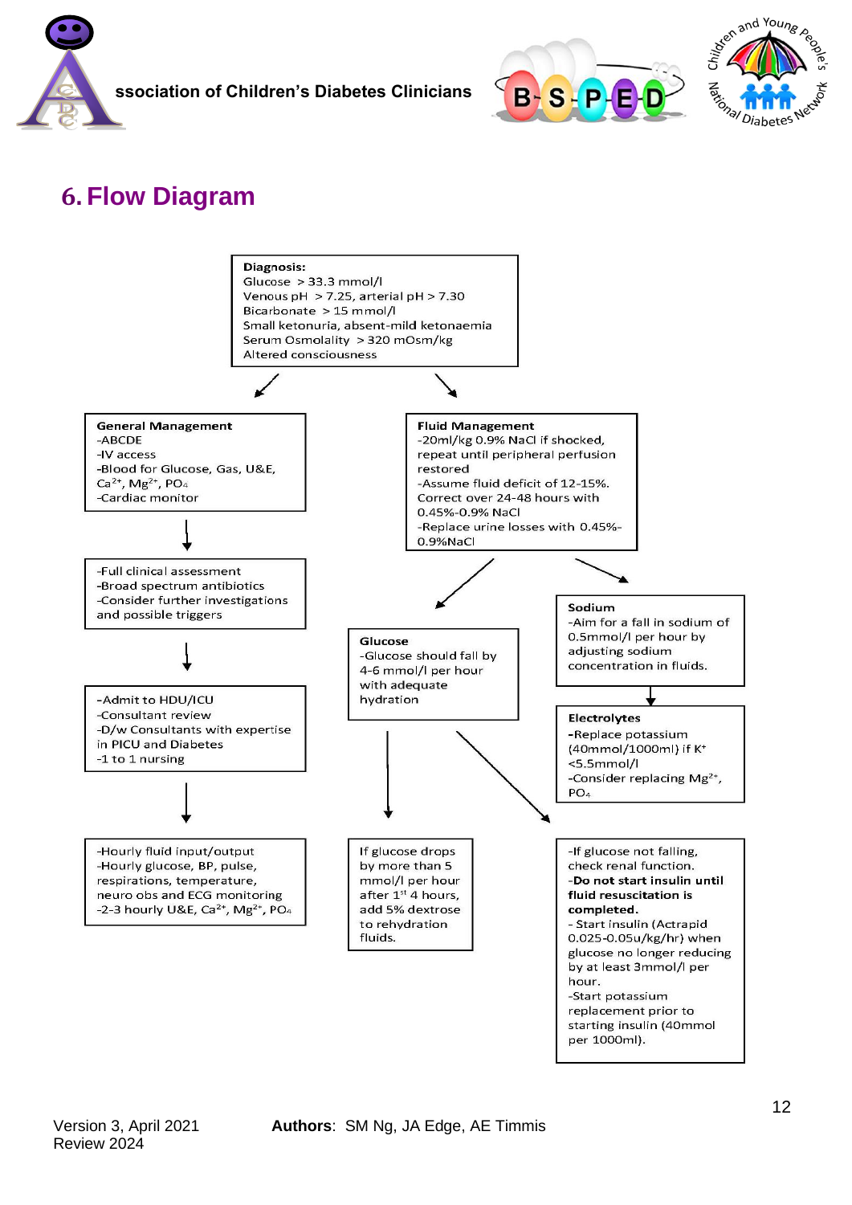## 6. Flow Diagram

**Diagnosis:**
Glucose > 33.3 mmol/l
Venous pH > 7.25, arterial pH > 7.30
Bicarbonate > 15 mmol/l
Small ketonuria, absent-mild ketonaemia
Serum Osmolality > 320 mOsm/kg
Altered consciousness

**General Management**
- ABCDE
- IV access
- Blood for Glucose, Gas, U&E, $Ca^{2+}$, $Mg^{2+}$, $PO_4$
- Cardiac monitor

↓

- Full clinical assessment
- Broad spectrum antibiotics
- Consider further investigations and possible triggers

↓

- Admit to HDU/ICU
- Consultant review
- D/w Consultants with expertise in PICU and Diabetes
- 1 to 1 nursing

↓

- Hourly fluid input/output
- Hourly glucose, BP, pulse, respirations, temperature, neuro obs and ECG monitoring
- 2-3 hourly U&E, $Ca^{2+}$, $Mg^{2+}$, $PO_4$

**Fluid Management**
- 20ml/kg 0.9% NaCl if shocked, repeat until peripheral perfusion restored
- Assume fluid deficit of 12-15%. Correct over 24-48 hours with 0.45%-0.9% NaCl
- Replace urine losses with 0.45%-0.9%NaCl

**Glucose**
- Glucose should fall by 4-6 mmol/l per hour with adequate hydration

↓

If glucose drops by more than 5 mmol/l per hour after 1st 4 hours, add 5% dextrose to rehydration fluids.

**Sodium**
- Aim for a fall in sodium of 0.5mmol/l per hour by adjusting sodium concentration in fluids.

↓

**Electrolytes**
- Replace potassium (40mmol/1000ml) if $K^+$ <5.5mmol/l
- Consider replacing $Mg^{2+}$, $PO_4$

- If glucose not falling, check renal function.
- **Do not start insulin until fluid resuscitation is completed.**
- Start insulin (Actrapid 0.025-0.05u/kg/hr) when glucose no longer reducing by at least 3mmol/l per hour.
- Start potassium replacement prior to starting insulin (40mmol per 1000ml).

Version 3, April 2021
Review 2024

**Authors**: SM Ng, JA Edge, AE Timmis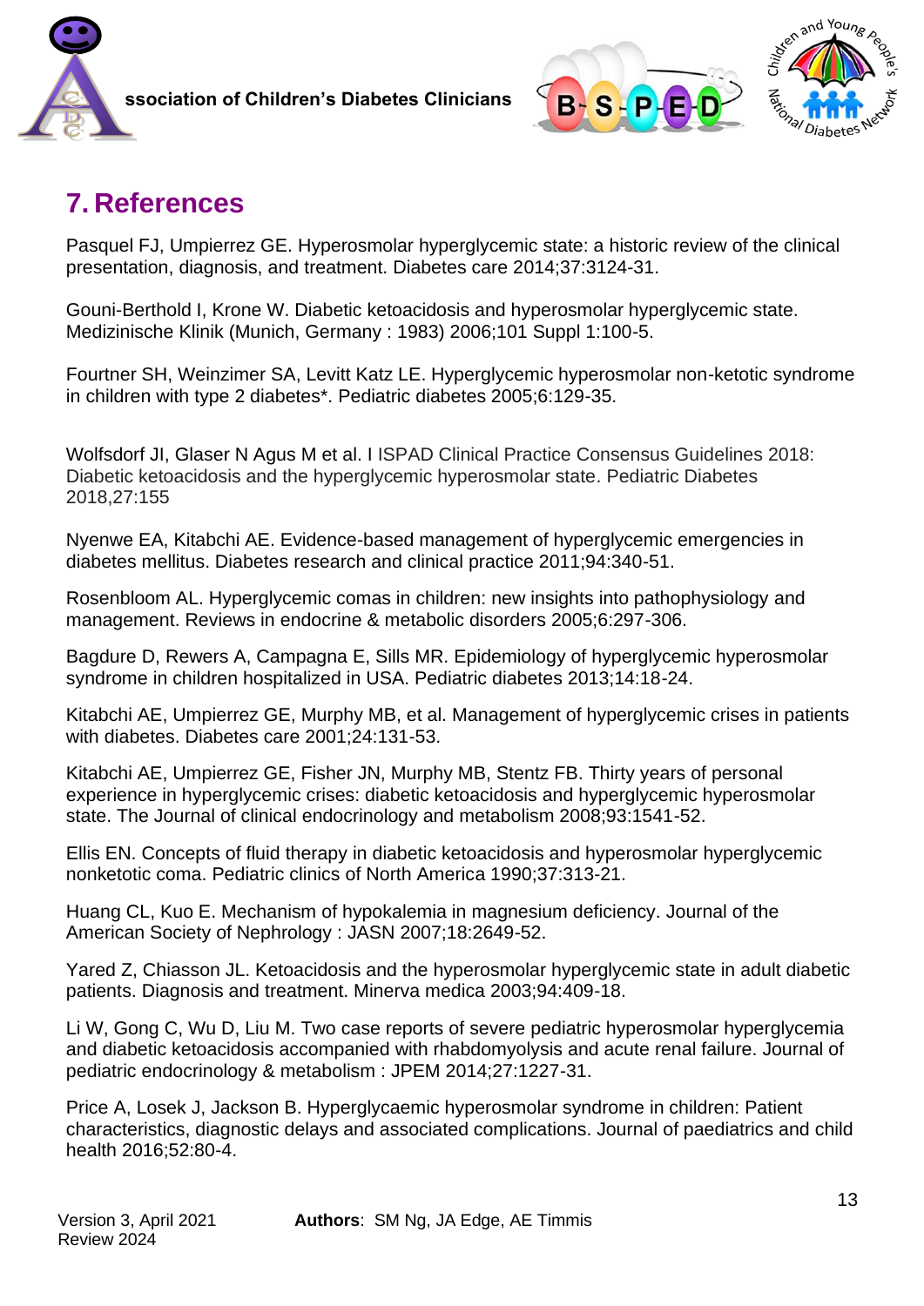## 7. References

Pasquel FJ, Umpierrez GE. Hyperosmolar hyperglycemic state: a historic review of the clinical presentation, diagnosis, and treatment. Diabetes care 2014;37:3124-31.

Gouni-Berthold I, Krone W. Diabetic ketoacidosis and hyperosmolar hyperglycemic state. Medizinische Klinik (Munich, Germany : 1983) 2006;101 Suppl 1:100-5.

Fourtner SH, Weinzimer SA, Levitt Katz LE. Hyperglycemic hyperosmolar non-ketotic syndrome in children with type 2 diabetes*. Pediatric diabetes 2005;6:129-35.

Wolfsdorf JI, Glaser N Agus M et al. I ISPAD Clinical Practice Consensus Guidelines 2018: Diabetic ketoacidosis and the hyperglycemic hyperosmolar state. Pediatric Diabetes 2018,27:155

Nyenwe EA, Kitabchi AE. Evidence-based management of hyperglycemic emergencies in diabetes mellitus. Diabetes research and clinical practice 2011;94:340-51.

Rosenbloom AL. Hyperglycemic comas in children: new insights into pathophysiology and management. Reviews in endocrine & metabolic disorders 2005;6:297-306.

Bagdure D, Rewers A, Campagna E, Sills MR. Epidemiology of hyperglycemic hyperosmolar syndrome in children hospitalized in USA. Pediatric diabetes 2013;14:18-24.

Kitabchi AE, Umpierrez GE, Murphy MB, et al. Management of hyperglycemic crises in patients with diabetes. Diabetes care 2001;24:131-53.

Kitabchi AE, Umpierrez GE, Fisher JN, Murphy MB, Stentz FB. Thirty years of personal experience in hyperglycemic crises: diabetic ketoacidosis and hyperglycemic hyperosmolar state. The Journal of clinical endocrinology and metabolism 2008;93:1541-52.

Ellis EN. Concepts of fluid therapy in diabetic ketoacidosis and hyperosmolar hyperglycemic nonketotic coma. Pediatric clinics of North America 1990;37:313-21.

Huang CL, Kuo E. Mechanism of hypokalemia in magnesium deficiency. Journal of the American Society of Nephrology : JASN 2007;18:2649-52.

Yared Z, Chiasson JL. Ketoacidosis and the hyperosmolar hyperglycemic state in adult diabetic patients. Diagnosis and treatment. Minerva medica 2003;94:409-18.

Li W, Gong C, Wu D, Liu M. Two case reports of severe pediatric hyperosmolar hyperglycemia and diabetic ketoacidosis accompanied with rhabdomyolysis and acute renal failure. Journal of pediatric endocrinology & metabolism : JPEM 2014;27:1227-31.

Price A, Losek J, Jackson B. Hyperglycaemic hyperosmolar syndrome in children: Patient characteristics, diagnostic delays and associated complications. Journal of paediatrics and child health 2016;52:80-4.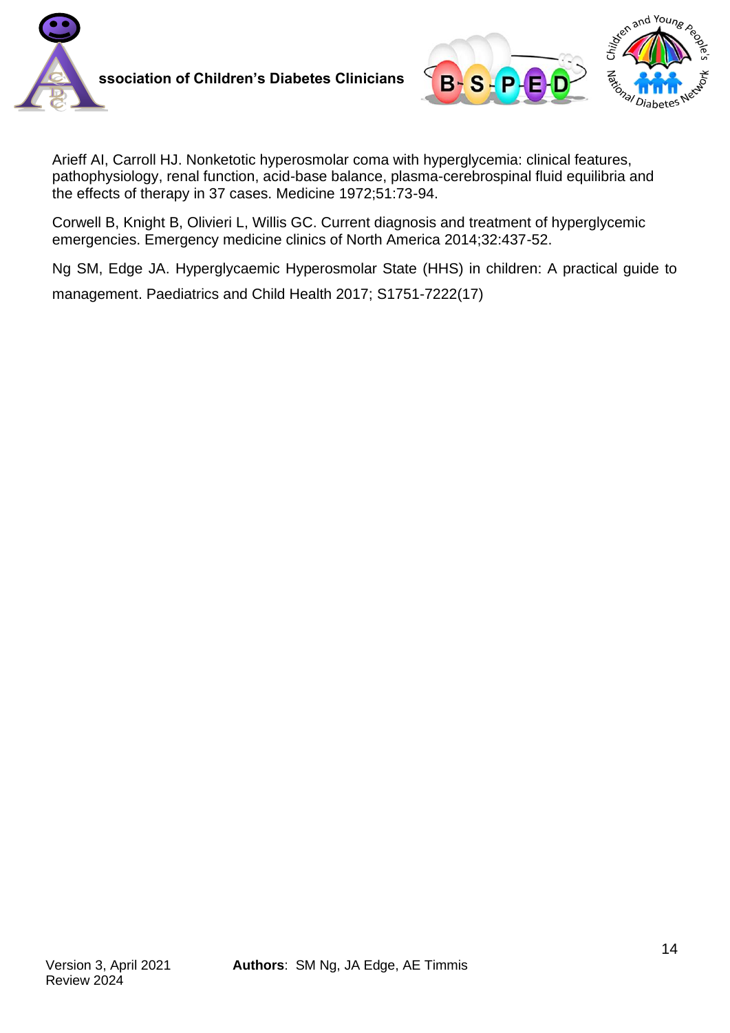Arieff AI, Carroll HJ. Nonketotic hyperosmolar coma with hyperglycemia: clinical features, pathophysiology, renal function, acid-base balance, plasma-cerebrospinal fluid equilibria and the effects of therapy in 37 cases. Medicine 1972;51:73-94.

Corwell B, Knight B, Olivieri L, Willis GC. Current diagnosis and treatment of hyperglycemic emergencies. Emergency medicine clinics of North America 2014;32:437-52.

Ng SM, Edge JA. Hyperglycaemic Hyperosmolar State (HHS) in children: A practical guide to management. Paediatrics and Child Health 2017; S1751-7222(17)